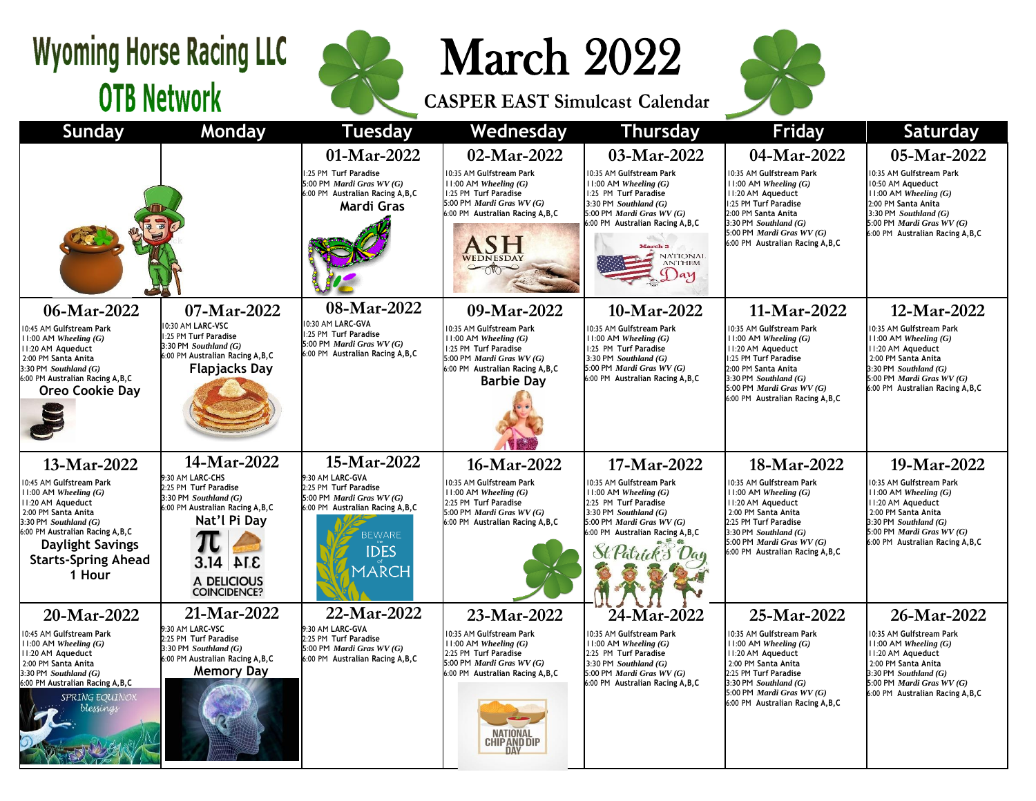# Wyoming Horse Racing LLC

## OTB Network

# March 2022

## CASPER EAST Simulcast Calendar

| Sunday | Monday | Tuesday | Wednesday | Thursday | Friday | Saturday |
|---|---|---|---|---|---|---|
| | | **01-Mar-2022**<br>1:25 PM Turf Paradise<br>5:00 PM *Mardi Gras WV (G)*<br>6:00 PM Australian Racing A,B,C<br>**Mardi Gras** | **02-Mar-2022**<br>10:35 AM Gulfstream Park<br>11:00 AM *Wheeling (G)*<br>1:25 PM Turf Paradise<br>5:00 PM *Mardi Gras WV (G)*<br>6:00 PM Australian Racing A,B,C<br>ASH WEDNESDAY | **03-Mar-2022**<br>10:35 AM Gulfstream Park<br>11:00 AM *Wheeling (G)*<br>1:25 PM Turf Paradise<br>3:30 PM *Southland (G)*<br>5:00 PM *Mardi Gras WV (G)*<br>6:00 PM Australian Racing A,B,C<br>March 3 National Anthem Day | **04-Mar-2022**<br>10:35 AM Gulfstream Park<br>11:00 AM *Wheeling (G)*<br>11:20 AM Aqueduct<br>1:25 PM Turf Paradise<br>2:00 PM Santa Anita<br>3:30 PM *Southland (G)*<br>5:00 PM *Mardi Gras WV (G)*<br>6:00 PM Australian Racing A,B,C | **05-Mar-2022**<br>10:35 AM Gulfstream Park<br>10:50 AM Aqueduct<br>11:00 AM *Wheeling (G)*<br>2:00 PM Santa Anita<br>3:30 PM *Southland (G)*<br>5:00 PM *Mardi Gras WV (G)*<br>6:00 PM Australian Racing A,B,C |
| **06-Mar-2022**<br>10:45 AM Gulfstream Park<br>11:00 AM *Wheeling (G)*<br>11:20 AM Aqueduct<br>2:00 PM Santa Anita<br>3:30 PM *Southland (G)*<br>6:00 PM Australian Racing A,B,C<br>**Oreo Cookie Day** | **07-Mar-2022**<br>10:30 AM LARC-VSC<br>1:25 PM Turf Paradise<br>3:30 PM *Southland (G)*<br>6:00 PM Australian Racing A,B,C<br>**Flapjacks Day** | **08-Mar-2022**<br>10:30 AM LARC-GVA<br>1:25 PM Turf Paradise<br>5:00 PM *Mardi Gras WV (G)*<br>6:00 PM Australian Racing A,B,C | **09-Mar-2022**<br>10:35 AM Gulfstream Park<br>11:00 AM *Wheeling (G)*<br>1:25 PM Turf Paradise<br>5:00 PM *Mardi Gras WV (G)*<br>6:00 PM Australian Racing A,B,C<br>**Barbie Day** | **10-Mar-2022**<br>10:35 AM Gulfstream Park<br>11:00 AM *Wheeling (G)*<br>1:25 PM Turf Paradise<br>3:30 PM *Southland (G)*<br>5:00 PM *Mardi Gras WV (G)*<br>6:00 PM Australian Racing A,B,C | **11-Mar-2022**<br>10:35 AM Gulfstream Park<br>11:00 AM *Wheeling (G)*<br>11:20 AM Aqueduct<br>1:25 PM Turf Paradise<br>2:00 PM Santa Anita<br>3:30 PM *Southland (G)*<br>5:00 PM *Mardi Gras WV (G)*<br>6:00 PM Australian Racing A,B,C | **12-Mar-2022**<br>10:35 AM Gulfstream Park<br>11:00 AM *Wheeling (G)*<br>11:20 AM Aqueduct<br>2:00 PM Santa Anita<br>3:30 PM *Southland (G)*<br>5:00 PM *Mardi Gras WV (G)*<br>6:00 PM Australian Racing A,B,C |
| **13-Mar-2022**<br>10:45 AM Gulfstream Park<br>11:00 AM *Wheeling (G)*<br>11:20 AM Aqueduct<br>2:00 PM Santa Anita<br>3:30 PM *Southland (G)*<br>6:00 PM Australian Racing A,B,C<br>**Daylight Savings Starts-Spring Ahead 1 Hour** | **14-Mar-2022**<br>9:30 AM LARC-CHS<br>2:25 PM Turf Paradise<br>3:30 PM *Southland (G)*<br>6:00 PM Australian Racing A,B,C<br>**Nat'l Pi Day**<br>3.14 PIE A DELICIOUS COINCIDENCE? | **15-Mar-2022**<br>9:30 AM LARC-GVA<br>2:25 PM Turf Paradise<br>5:00 PM *Mardi Gras WV (G)*<br>6:00 PM Australian Racing A,B,C<br>BEWARE the IDES of MARCH | **16-Mar-2022**<br>10:35 AM Gulfstream Park<br>11:00 AM *Wheeling (G)*<br>2:25 PM Turf Paradise<br>5:00 PM *Mardi Gras WV (G)*<br>6:00 PM Australian Racing A,B,C | **17-Mar-2022**<br>10:35 AM Gulfstream Park<br>11:00 AM *Wheeling (G)*<br>2:25 PM Turf Paradise<br>3:30 PM *Southland (G)*<br>5:00 PM *Mardi Gras WV (G)*<br>6:00 PM Australian Racing A,B,C<br>St Patrick's Day | **18-Mar-2022**<br>10:35 AM Gulfstream Park<br>11:00 AM *Wheeling (G)*<br>11:20 AM Aqueduct<br>2:00 PM Santa Anita<br>2:25 PM Turf Paradise<br>3:30 PM *Southland (G)*<br>5:00 PM *Mardi Gras WV (G)*<br>6:00 PM Australian Racing A,B,C | **19-Mar-2022**<br>10:35 AM Gulfstream Park<br>11:00 AM *Wheeling (G)*<br>11:20 AM Aqueduct<br>2:00 PM Santa Anita<br>3:30 PM *Southland (G)*<br>5:00 PM *Mardi Gras WV (G)*<br>6:00 PM Australian Racing A,B,C |
| **20-Mar-2022**<br>10:45 AM Gulfstream Park<br>11:00 AM *Wheeling (G)*<br>11:20 AM Aqueduct<br>2:00 PM Santa Anita<br>3:30 PM *Southland (G)*<br>6:00 PM Australian Racing A,B,C<br>SPRING EQUINOX blessings | **21-Mar-2022**<br>9:30 AM LARC-VSC<br>2:25 PM Turf Paradise<br>3:30 PM *Southland (G)*<br>6:00 PM Australian Racing A,B,C<br>**Memory Day** | **22-Mar-2022**<br>9:30 AM LARC-GVA<br>2:25 PM Turf Paradise<br>5:00 PM *Mardi Gras WV (G)*<br>6:00 PM Australian Racing A,B,C | **23-Mar-2022**<br>10:35 AM Gulfstream Park<br>11:00 AM *Wheeling (G)*<br>2:25 PM Turf Paradise<br>5:00 PM *Mardi Gras WV (G)*<br>6:00 PM Australian Racing A,B,C<br>NATIONAL CHIP AND DIP DAY | **24-Mar-2022**<br>10:35 AM Gulfstream Park<br>11:00 AM *Wheeling (G)*<br>2:25 PM Turf Paradise<br>3:30 PM *Southland (G)*<br>5:00 PM *Mardi Gras WV (G)*<br>6:00 PM Australian Racing A,B,C | **25-Mar-2022**<br>10:35 AM Gulfstream Park<br>11:00 AM *Wheeling (G)*<br>11:20 AM Aqueduct<br>2:00 PM Santa Anita<br>2:25 PM Turf Paradise<br>3:30 PM *Southland (G)*<br>5:00 PM *Mardi Gras WV (G)*<br>6:00 PM Australian Racing A,B,C | **26-Mar-2022**<br>10:35 AM Gulfstream Park<br>11:00 AM *Wheeling (G)*<br>11:20 AM Aqueduct<br>2:00 PM Santa Anita<br>3:30 PM *Southland (G)*<br>5:00 PM *Mardi Gras WV (G)*<br>6:00 PM Australian Racing A,B,C |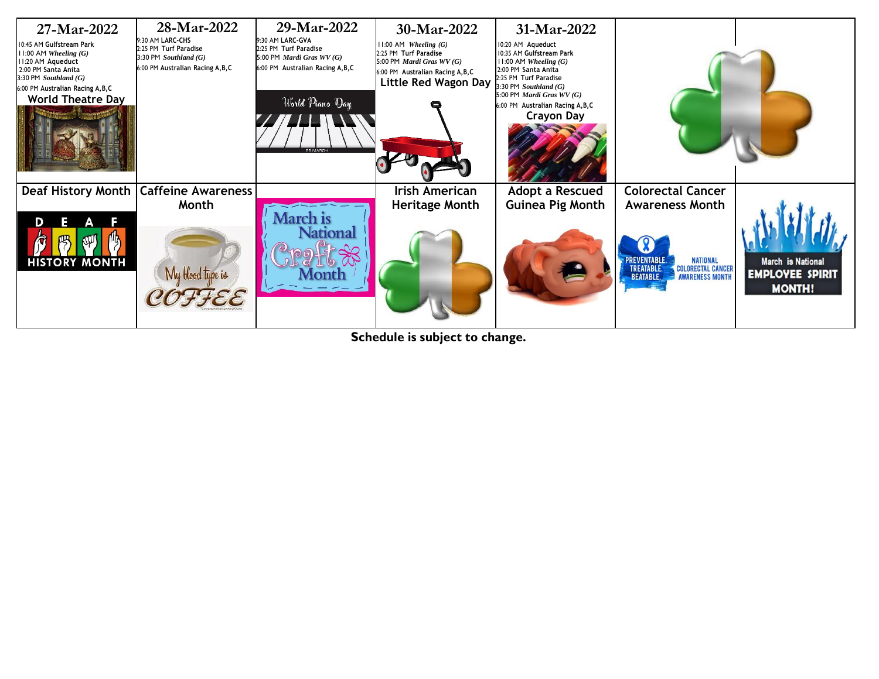| 27-Mar-2022 | 28-Mar-2022 | 29-Mar-2022 | 30-Mar-2022 | 31-Mar-2022 | | |
|---|---|---|---|---|---|---|
| 10:45 AM Gulfstream Park<br>11:00 AM *Wheeling (G)*<br>11:20 AM Aqueduct<br>2:00 PM Santa Anita<br>3:30 PM *Southland (G)*<br>6:00 PM Australian Racing A,B,C<br>**World Theatre Day** | 9:30 AM LARC-CHS<br>2:25 PM Turf Paradise<br>3:30 PM *Southland (G)*<br>6:00 PM Australian Racing A,B,C | 9:30 AM LARC-GVA<br>2:25 PM Turf Paradise<br>5:00 PM *Mardi Gras WV (G)*<br>6:00 PM Australian Racing A,B,C<br>World Piano Day | 11:00 AM *Wheeling (G)*<br>2:25 PM Turf Paradise<br>5:00 PM *Mardi Gras WV (G)*<br>6:00 PM Australian Racing A,B,C<br>**Little Red Wagon Day** | 10:20 AM Aqueduct<br>10:35 AM Gulfstream Park<br>11:00 AM *Wheeling (G)*<br>2:00 PM Santa Anita<br>2:25 PM Turf Paradise<br>3:30 PM *Southland (G)*<br>5:00 PM *Mardi Gras WV (G)*<br>6:00 PM Australian Racing A,B,C<br>**Crayon Day** | | |
| **Deaf History Month**<br>DEAF HISTORY MONTH | **Caffeine Awareness Month**<br>My blood type is COFFEE | March is National Craft Month | **Irish American Heritage Month** | **Adopt a Rescued Guinea Pig Month** | **Colorectal Cancer Awareness Month**<br>PREVENTABLE. TREATABLE. BEATABLE. NATIONAL COLORECTAL CANCER AWARENESS MONTH | March is National EMPLOYEE SPIRIT MONTH! |

**Schedule is subject to change.**